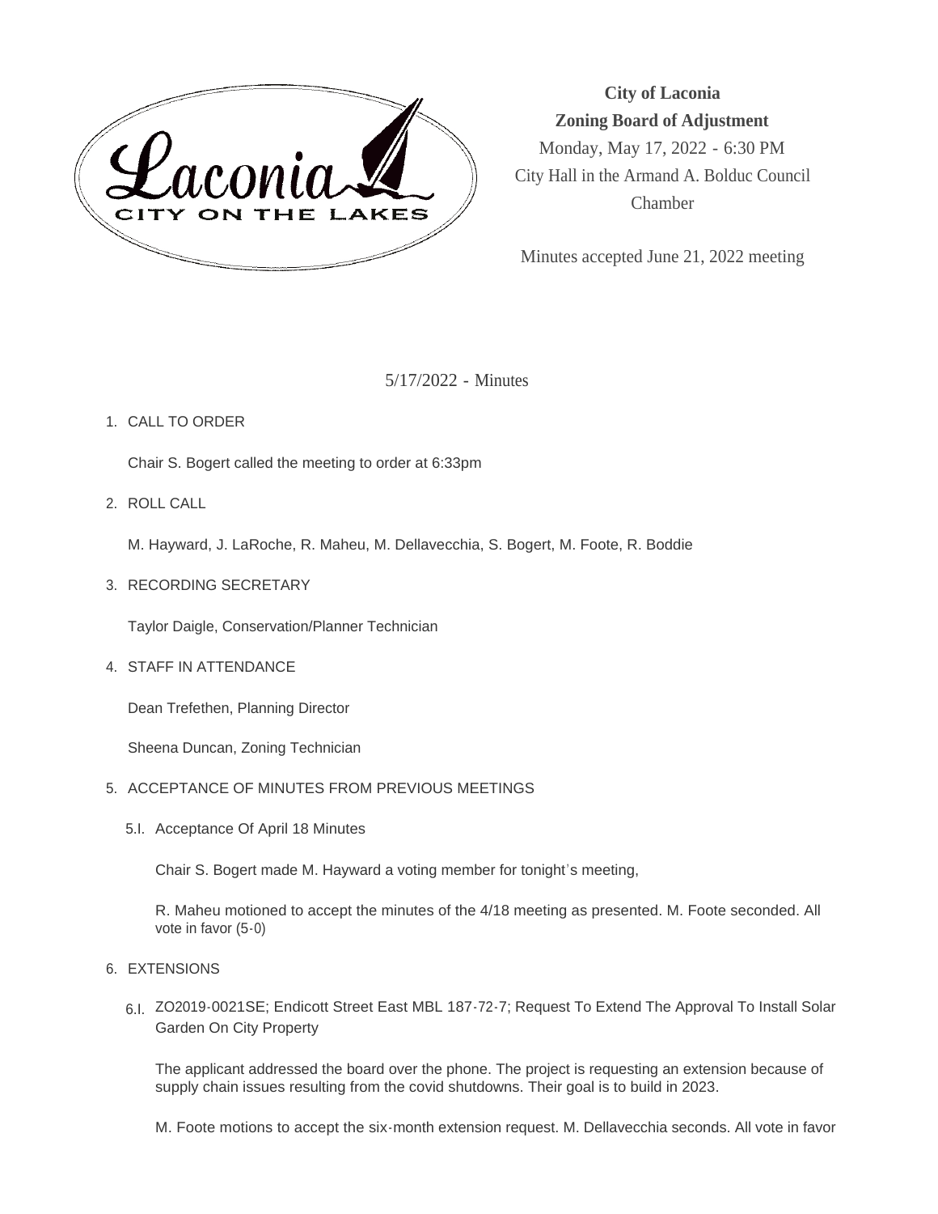**City of Laconia**
**Zoning Board of Adjustment**
Monday, May 17, 2022 - 6:30 PM
City Hall in the Armand A. Bolduc Council Chamber

Minutes accepted June 21, 2022 meeting

5/17/2022 - Minutes

1. CALL TO ORDER

   Chair S. Bogert called the meeting to order at 6:33pm

2. ROLL CALL

   M. Hayward, J. LaRoche, R. Maheu, M. Dellavecchia, S. Bogert, M. Foote, R. Boddie

3. RECORDING SECRETARY

   Taylor Daigle, Conservation/Planner Technician

4. STAFF IN ATTENDANCE

   Dean Trefethen, Planning Director

   Sheena Duncan, Zoning Technician

5. ACCEPTANCE OF MINUTES FROM PREVIOUS MEETINGS

   5.I. Acceptance Of April 18 Minutes

   Chair S. Bogert made M. Hayward a voting member for tonight's meeting,

   R. Maheu motioned to accept the minutes of the 4/18 meeting as presented. M. Foote seconded. All vote in favor (5-0)

6. EXTENSIONS

   6.I. ZO2019-0021SE; Endicott Street East MBL 187-72-7; Request To Extend The Approval To Install Solar Garden On City Property

   The applicant addressed the board over the phone. The project is requesting an extension because of supply chain issues resulting from the covid shutdowns. Their goal is to build in 2023.

   M. Foote motions to accept the six-month extension request. M. Dellavecchia seconds. All vote in favor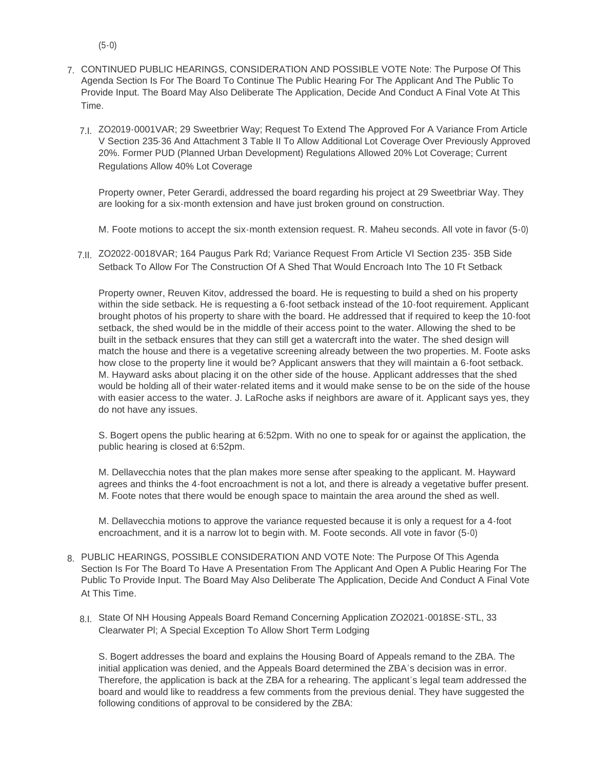(5-0)

7. CONTINUED PUBLIC HEARINGS, CONSIDERATION AND POSSIBLE VOTE Note: The Purpose Of This Agenda Section Is For The Board To Continue The Public Hearing For The Applicant And The Public To Provide Input. The Board May Also Deliberate The Application, Decide And Conduct A Final Vote At This Time.

   7.I. ZO2019-0001VAR; 29 Sweetbrier Way; Request To Extend The Approved For A Variance From Article V Section 235-36 And Attachment 3 Table II To Allow Additional Lot Coverage Over Previously Approved 20%. Former PUD (Planned Urban Development) Regulations Allowed 20% Lot Coverage; Current Regulations Allow 40% Lot Coverage

   Property owner, Peter Gerardi, addressed the board regarding his project at 29 Sweetbriar Way. They are looking for a six-month extension and have just broken ground on construction.

   M. Foote motions to accept the six-month extension request. R. Maheu seconds. All vote in favor (5-0)

   7.II. ZO2022-0018VAR; 164 Paugus Park Rd; Variance Request From Article VI Section 235- 35B Side Setback To Allow For The Construction Of A Shed That Would Encroach Into The 10 Ft Setback

   Property owner, Reuven Kitov, addressed the board. He is requesting to build a shed on his property within the side setback. He is requesting a 6-foot setback instead of the 10-foot requirement. Applicant brought photos of his property to share with the board. He addressed that if required to keep the 10-foot setback, the shed would be in the middle of their access point to the water. Allowing the shed to be built in the setback ensures that they can still get a watercraft into the water. The shed design will match the house and there is a vegetative screening already between the two properties. M. Foote asks how close to the property line it would be? Applicant answers that they will maintain a 6-foot setback. M. Hayward asks about placing it on the other side of the house. Applicant addresses that the shed would be holding all of their water-related items and it would make sense to be on the side of the house with easier access to the water. J. LaRoche asks if neighbors are aware of it. Applicant says yes, they do not have any issues.

   S. Bogert opens the public hearing at 6:52pm. With no one to speak for or against the application, the public hearing is closed at 6:52pm.

   M. Dellavecchia notes that the plan makes more sense after speaking to the applicant. M. Hayward agrees and thinks the 4-foot encroachment is not a lot, and there is already a vegetative buffer present. M. Foote notes that there would be enough space to maintain the area around the shed as well.

   M. Dellavecchia motions to approve the variance requested because it is only a request for a 4-foot encroachment, and it is a narrow lot to begin with. M. Foote seconds. All vote in favor (5-0)

8. PUBLIC HEARINGS, POSSIBLE CONSIDERATION AND VOTE Note: The Purpose Of This Agenda Section Is For The Board To Have A Presentation From The Applicant And Open A Public Hearing For The Public To Provide Input. The Board May Also Deliberate The Application, Decide And Conduct A Final Vote At This Time.

   8.I. State Of NH Housing Appeals Board Remand Concerning Application ZO2021-0018SE-STL, 33 Clearwater Pl; A Special Exception To Allow Short Term Lodging

   S. Bogert addresses the board and explains the Housing Board of Appeals remand to the ZBA. The initial application was denied, and the Appeals Board determined the ZBA's decision was in error. Therefore, the application is back at the ZBA for a rehearing. The applicant's legal team addressed the board and would like to readdress a few comments from the previous denial. They have suggested the following conditions of approval to be considered by the ZBA: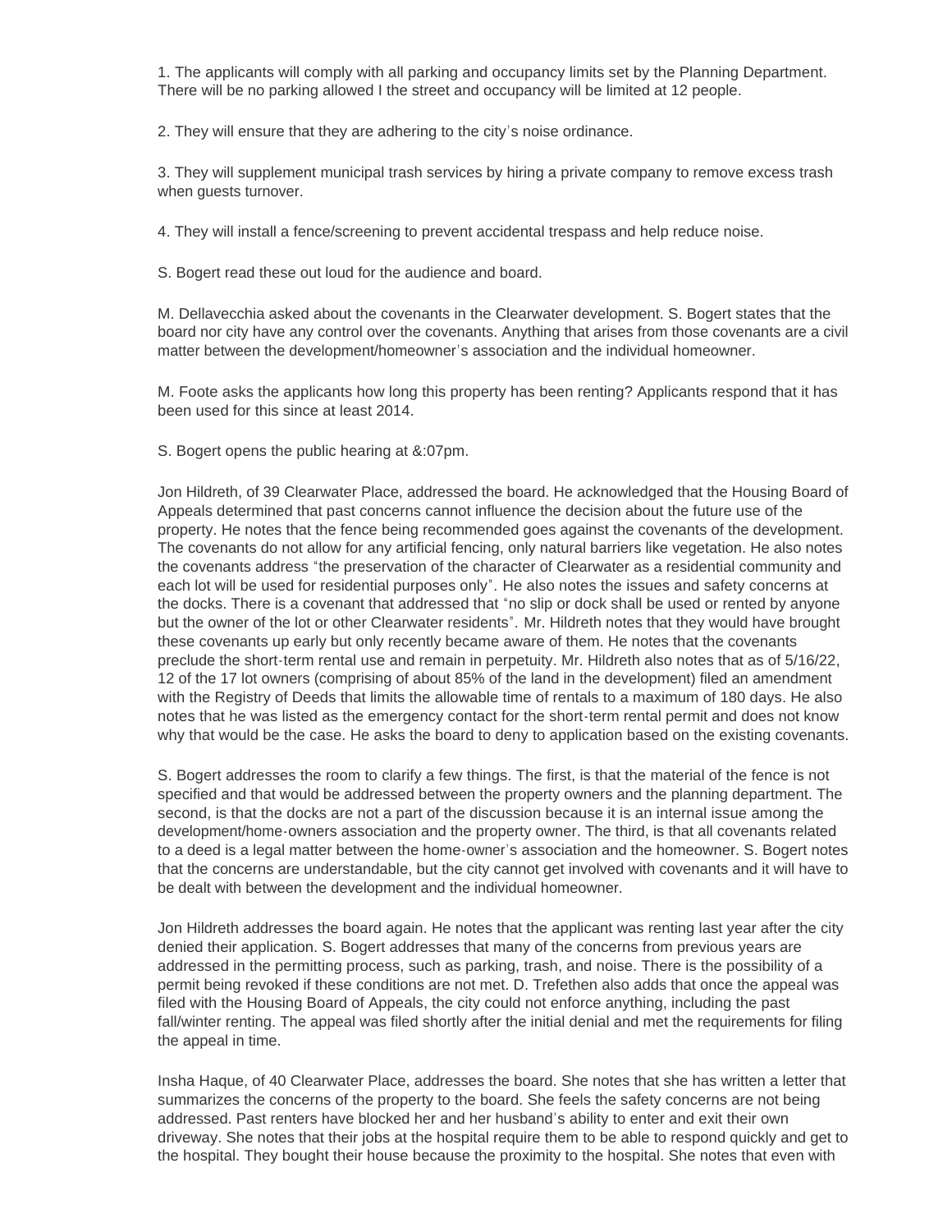1. The applicants will comply with all parking and occupancy limits set by the Planning Department. There will be no parking allowed I the street and occupancy will be limited at 12 people.

2. They will ensure that they are adhering to the city's noise ordinance.

3. They will supplement municipal trash services by hiring a private company to remove excess trash when guests turnover.

4. They will install a fence/screening to prevent accidental trespass and help reduce noise.

S. Bogert read these out loud for the audience and board.

M. Dellavecchia asked about the covenants in the Clearwater development. S. Bogert states that the board nor city have any control over the covenants. Anything that arises from those covenants are a civil matter between the development/homeowner's association and the individual homeowner.

M. Foote asks the applicants how long this property has been renting? Applicants respond that it has been used for this since at least 2014.

S. Bogert opens the public hearing at &:07pm.

Jon Hildreth, of 39 Clearwater Place, addressed the board. He acknowledged that the Housing Board of Appeals determined that past concerns cannot influence the decision about the future use of the property. He notes that the fence being recommended goes against the covenants of the development. The covenants do not allow for any artificial fencing, only natural barriers like vegetation. He also notes the covenants address "the preservation of the character of Clearwater as a residential community and each lot will be used for residential purposes only". He also notes the issues and safety concerns at the docks. There is a covenant that addressed that "no slip or dock shall be used or rented by anyone but the owner of the lot or other Clearwater residents". Mr. Hildreth notes that they would have brought these covenants up early but only recently became aware of them. He notes that the covenants preclude the short-term rental use and remain in perpetuity. Mr. Hildreth also notes that as of 5/16/22, 12 of the 17 lot owners (comprising of about 85% of the land in the development) filed an amendment with the Registry of Deeds that limits the allowable time of rentals to a maximum of 180 days. He also notes that he was listed as the emergency contact for the short-term rental permit and does not know why that would be the case. He asks the board to deny to application based on the existing covenants.

S. Bogert addresses the room to clarify a few things. The first, is that the material of the fence is not specified and that would be addressed between the property owners and the planning department. The second, is that the docks are not a part of the discussion because it is an internal issue among the development/home-owners association and the property owner. The third, is that all covenants related to a deed is a legal matter between the home-owner's association and the homeowner. S. Bogert notes that the concerns are understandable, but the city cannot get involved with covenants and it will have to be dealt with between the development and the individual homeowner.

Jon Hildreth addresses the board again. He notes that the applicant was renting last year after the city denied their application. S. Bogert addresses that many of the concerns from previous years are addressed in the permitting process, such as parking, trash, and noise. There is the possibility of a permit being revoked if these conditions are not met. D. Trefethen also adds that once the appeal was filed with the Housing Board of Appeals, the city could not enforce anything, including the past fall/winter renting. The appeal was filed shortly after the initial denial and met the requirements for filing the appeal in time.

Insha Haque, of 40 Clearwater Place, addresses the board. She notes that she has written a letter that summarizes the concerns of the property to the board. She feels the safety concerns are not being addressed. Past renters have blocked her and her husband's ability to enter and exit their own driveway. She notes that their jobs at the hospital require them to be able to respond quickly and get to the hospital. They bought their house because the proximity to the hospital. She notes that even with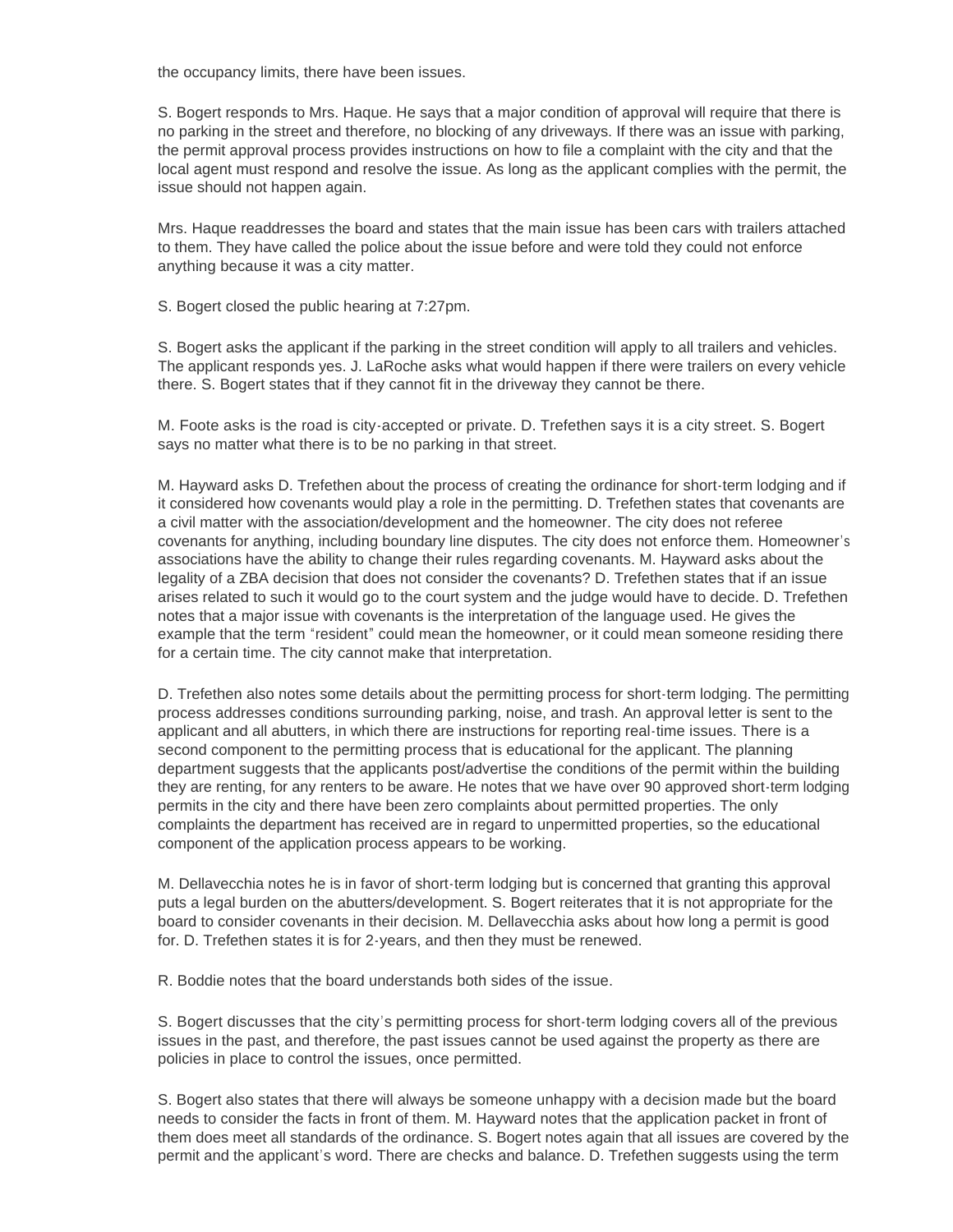the occupancy limits, there have been issues.

S. Bogert responds to Mrs. Haque. He says that a major condition of approval will require that there is no parking in the street and therefore, no blocking of any driveways. If there was an issue with parking, the permit approval process provides instructions on how to file a complaint with the city and that the local agent must respond and resolve the issue. As long as the applicant complies with the permit, the issue should not happen again.

Mrs. Haque readdresses the board and states that the main issue has been cars with trailers attached to them. They have called the police about the issue before and were told they could not enforce anything because it was a city matter.

S. Bogert closed the public hearing at 7:27pm.

S. Bogert asks the applicant if the parking in the street condition will apply to all trailers and vehicles. The applicant responds yes. J. LaRoche asks what would happen if there were trailers on every vehicle there. S. Bogert states that if they cannot fit in the driveway they cannot be there.

M. Foote asks is the road is city-accepted or private. D. Trefethen says it is a city street. S. Bogert says no matter what there is to be no parking in that street.

M. Hayward asks D. Trefethen about the process of creating the ordinance for short-term lodging and if it considered how covenants would play a role in the permitting. D. Trefethen states that covenants are a civil matter with the association/development and the homeowner. The city does not referee covenants for anything, including boundary line disputes. The city does not enforce them. Homeowner's associations have the ability to change their rules regarding covenants. M. Hayward asks about the legality of a ZBA decision that does not consider the covenants? D. Trefethen states that if an issue arises related to such it would go to the court system and the judge would have to decide. D. Trefethen notes that a major issue with covenants is the interpretation of the language used. He gives the example that the term "resident" could mean the homeowner, or it could mean someone residing there for a certain time. The city cannot make that interpretation.

D. Trefethen also notes some details about the permitting process for short-term lodging. The permitting process addresses conditions surrounding parking, noise, and trash. An approval letter is sent to the applicant and all abutters, in which there are instructions for reporting real-time issues. There is a second component to the permitting process that is educational for the applicant. The planning department suggests that the applicants post/advertise the conditions of the permit within the building they are renting, for any renters to be aware. He notes that we have over 90 approved short-term lodging permits in the city and there have been zero complaints about permitted properties. The only complaints the department has received are in regard to unpermitted properties, so the educational component of the application process appears to be working.

M. Dellavecchia notes he is in favor of short-term lodging but is concerned that granting this approval puts a legal burden on the abutters/development. S. Bogert reiterates that it is not appropriate for the board to consider covenants in their decision. M. Dellavecchia asks about how long a permit is good for. D. Trefethen states it is for 2-years, and then they must be renewed.

R. Boddie notes that the board understands both sides of the issue.

S. Bogert discusses that the city's permitting process for short-term lodging covers all of the previous issues in the past, and therefore, the past issues cannot be used against the property as there are policies in place to control the issues, once permitted.

S. Bogert also states that there will always be someone unhappy with a decision made but the board needs to consider the facts in front of them. M. Hayward notes that the application packet in front of them does meet all standards of the ordinance. S. Bogert notes again that all issues are covered by the permit and the applicant's word. There are checks and balance. D. Trefethen suggests using the term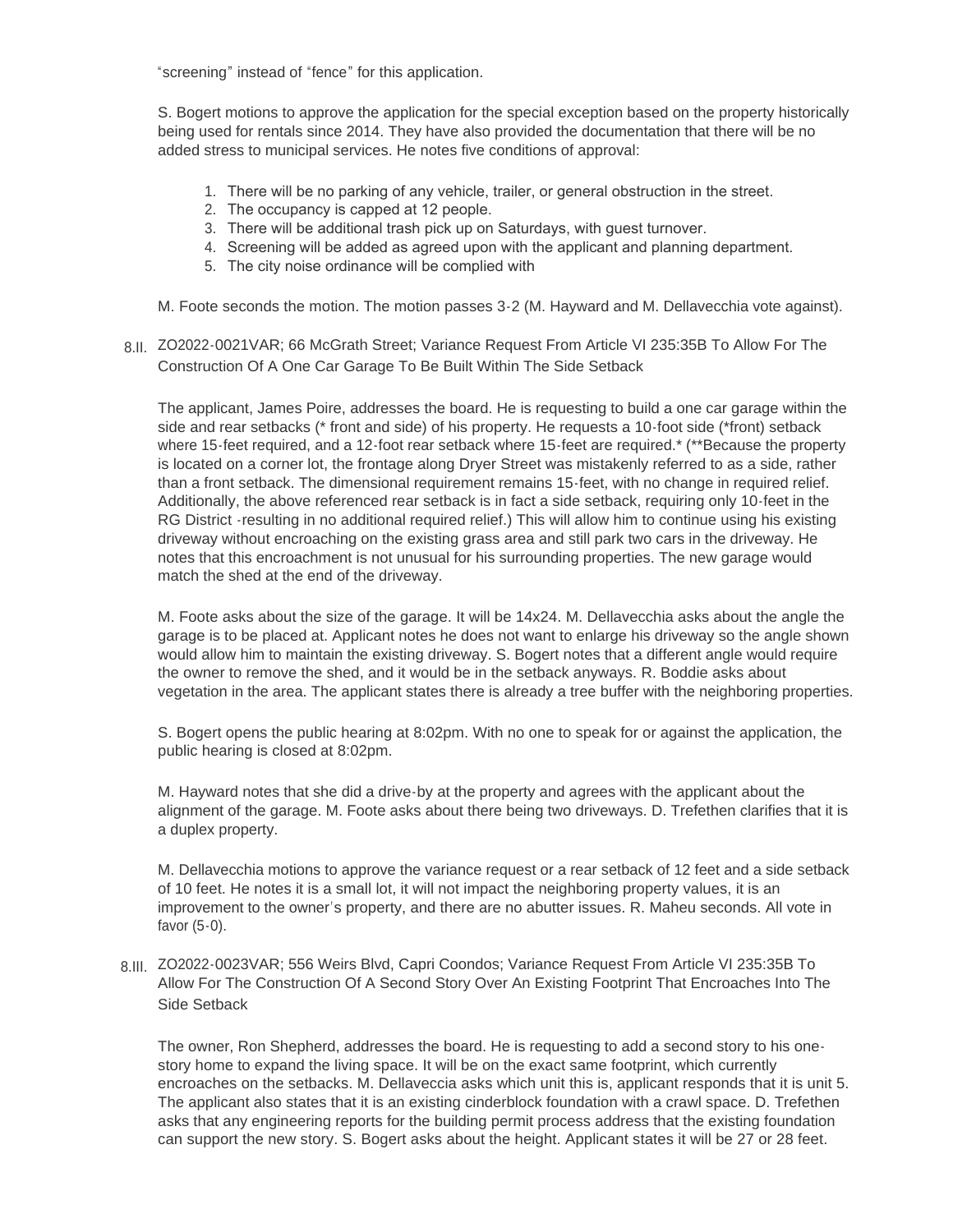"screening" instead of "fence" for this application.

S. Bogert motions to approve the application for the special exception based on the property historically being used for rentals since 2014. They have also provided the documentation that there will be no added stress to municipal services. He notes five conditions of approval:

1. There will be no parking of any vehicle, trailer, or general obstruction in the street.
2. The occupancy is capped at 12 people.
3. There will be additional trash pick up on Saturdays, with guest turnover.
4. Screening will be added as agreed upon with the applicant and planning department.
5. The city noise ordinance will be complied with

M. Foote seconds the motion. The motion passes 3-2 (M. Hayward and M. Dellavecchia vote against).

8.II. ZO2022-0021VAR; 66 McGrath Street; Variance Request From Article VI 235:35B To Allow For The Construction Of A One Car Garage To Be Built Within The Side Setback

The applicant, James Poire, addresses the board. He is requesting to build a one car garage within the side and rear setbacks (* front and side) of his property. He requests a 10-foot side (*front) setback where 15-feet required, and a 12-foot rear setback where 15-feet are required.* (**Because the property is located on a corner lot, the frontage along Dryer Street was mistakenly referred to as a side, rather than a front setback. The dimensional requirement remains 15-feet, with no change in required relief. Additionally, the above referenced rear setback is in fact a side setback, requiring only 10-feet in the RG District -resulting in no additional required relief.) This will allow him to continue using his existing driveway without encroaching on the existing grass area and still park two cars in the driveway. He notes that this encroachment is not unusual for his surrounding properties. The new garage would match the shed at the end of the driveway.

M. Foote asks about the size of the garage. It will be 14x24. M. Dellavecchia asks about the angle the garage is to be placed at. Applicant notes he does not want to enlarge his driveway so the angle shown would allow him to maintain the existing driveway. S. Bogert notes that a different angle would require the owner to remove the shed, and it would be in the setback anyways. R. Boddie asks about vegetation in the area. The applicant states there is already a tree buffer with the neighboring properties.

S. Bogert opens the public hearing at 8:02pm. With no one to speak for or against the application, the public hearing is closed at 8:02pm.

M. Hayward notes that she did a drive-by at the property and agrees with the applicant about the alignment of the garage. M. Foote asks about there being two driveways. D. Trefethen clarifies that it is a duplex property.

M. Dellavecchia motions to approve the variance request or a rear setback of 12 feet and a side setback of 10 feet. He notes it is a small lot, it will not impact the neighboring property values, it is an improvement to the owner's property, and there are no abutter issues. R. Maheu seconds. All vote in favor (5-0).

8.III. ZO2022-0023VAR; 556 Weirs Blvd, Capri Coondos; Variance Request From Article VI 235:35B To Allow For The Construction Of A Second Story Over An Existing Footprint That Encroaches Into The Side Setback

The owner, Ron Shepherd, addresses the board. He is requesting to add a second story to his one-story home to expand the living space. It will be on the exact same footprint, which currently encroaches on the setbacks. M. Dellaveccia asks which unit this is, applicant responds that it is unit 5. The applicant also states that it is an existing cinderblock foundation with a crawl space. D. Trefethen asks that any engineering reports for the building permit process address that the existing foundation can support the new story. S. Bogert asks about the height. Applicant states it will be 27 or 28 feet.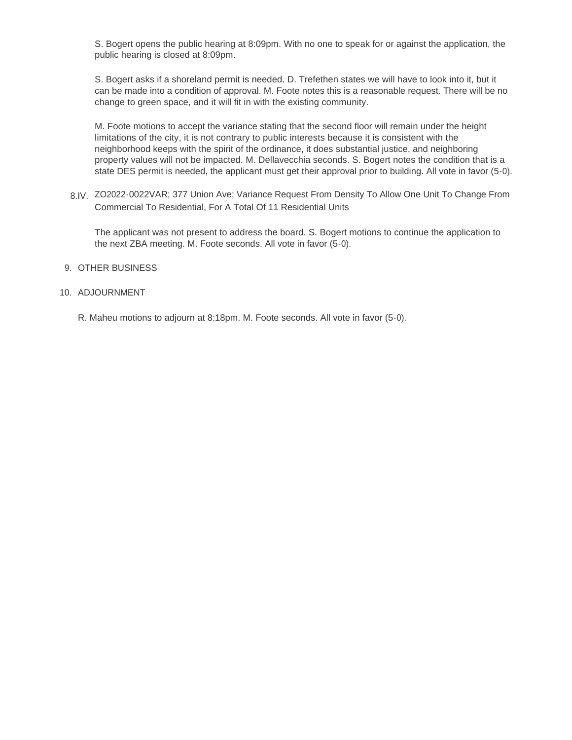S. Bogert opens the public hearing at 8:09pm. With no one to speak for or against the application, the public hearing is closed at 8:09pm.

S. Bogert asks if a shoreland permit is needed. D. Trefethen states we will have to look into it, but it can be made into a condition of approval. M. Foote notes this is a reasonable request. There will be no change to green space, and it will fit in with the existing community.

M. Foote motions to accept the variance stating that the second floor will remain under the height limitations of the city, it is not contrary to public interests because it is consistent with the neighborhood keeps with the spirit of the ordinance, it does substantial justice, and neighboring property values will not be impacted. M. Dellavecchia seconds. S. Bogert notes the condition that is a state DES permit is needed, the applicant must get their approval prior to building. All vote in favor (5-0).

8.IV. ZO2022-0022VAR; 377 Union Ave; Variance Request From Density To Allow One Unit To Change From Commercial To Residential, For A Total Of 11 Residential Units

The applicant was not present to address the board. S. Bogert motions to continue the application to the next ZBA meeting. M. Foote seconds. All vote in favor (5-0).

9. OTHER BUSINESS

10. ADJOURNMENT

R. Maheu motions to adjourn at 8:18pm. M. Foote seconds. All vote in favor (5-0).